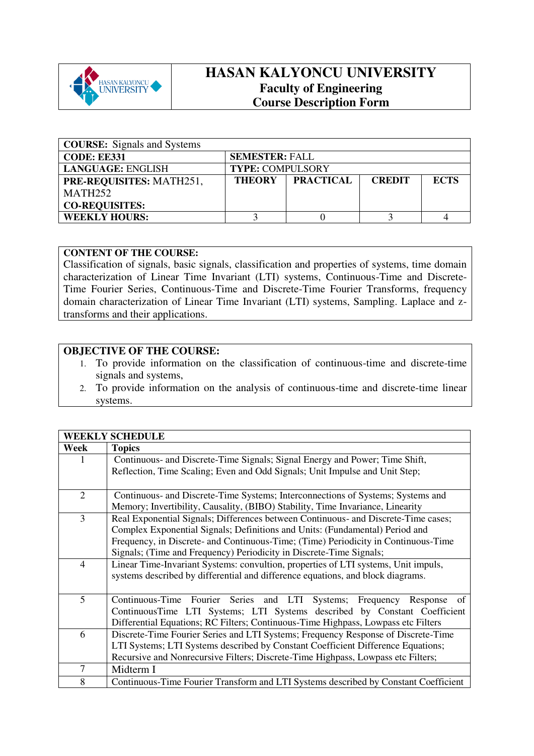# HASAN KALYONCU UNIVERSITY
## Faculty of Engineering
## Course Description Form

| **COURSE:** Signals and Systems | | | | |
|---|---|---|---|---|
| **CODE:** EE331 | **SEMESTER:** FALL | | | |
| **LANGUAGE:** ENGLISH | **TYPE:** COMPULSORY | | | |
| **PRE-REQUISITES:** MATH251, MATH252<br>**CO-REQUISITES:** | **THEORY** | **PRACTICAL** | **CREDIT** | **ECTS** |
| **WEEKLY HOURS:** | 3 | 0 | 3 | 4 |

**CONTENT OF THE COURSE:**
Classification of signals, basic signals, classification and properties of systems, time domain characterization of Linear Time Invariant (LTI) systems, Continuous-Time and Discrete-Time Fourier Series, Continuous-Time and Discrete-Time Fourier Transforms, frequency domain characterization of Linear Time Invariant (LTI) systems, Sampling. Laplace and z-transforms and their applications.

**OBJECTIVE OF THE COURSE:**

1. To provide information on the classification of continuous-time and discrete-time signals and systems,
2. To provide information on the analysis of continuous-time and discrete-time linear systems.

| **WEEKLY SCHEDULE** | |
|---|---|
| **Week** | **Topics** |
| 1 | Continuous- and Discrete-Time Signals; Signal Energy and Power; Time Shift, Reflection, Time Scaling; Even and Odd Signals; Unit Impulse and Unit Step; |
| 2 | Continuous- and Discrete-Time Systems; Interconnections of Systems; Systems and Memory; Invertibility, Causality, (BIBO) Stability, Time Invariance, Linearity |
| 3 | Real Exponential Signals; Differences between Continuous- and Discrete-Time cases; Complex Exponential Signals; Definitions and Units: (Fundamental) Period and Frequency, in Discrete- and Continuous-Time; (Time) Periodicity in Continuous-Time Signals; (Time and Frequency) Periodicity in Discrete-Time Signals; |
| 4 | Linear Time-Invariant Systems: convultion, properties of LTI systems, Unit impuls, systems described by differential and difference equations, and block diagrams. |
| 5 | Continuous-Time Fourier Series and LTI Systems; Frequency Response of ContinuousTime LTI Systems; LTI Systems described by Constant Coefficient Differential Equations; RC Filters; Continuous-Time Highpass, Lowpass etc Filters |
| 6 | Discrete-Time Fourier Series and LTI Systems; Frequency Response of Discrete-Time LTI Systems; LTI Systems described by Constant Coefficient Difference Equations; Recursive and Nonrecursive Filters; Discrete-Time Highpass, Lowpass etc Filters; |
| 7 | Midterm I |
| 8 | Continuous-Time Fourier Transform and LTI Systems described by Constant Coefficient |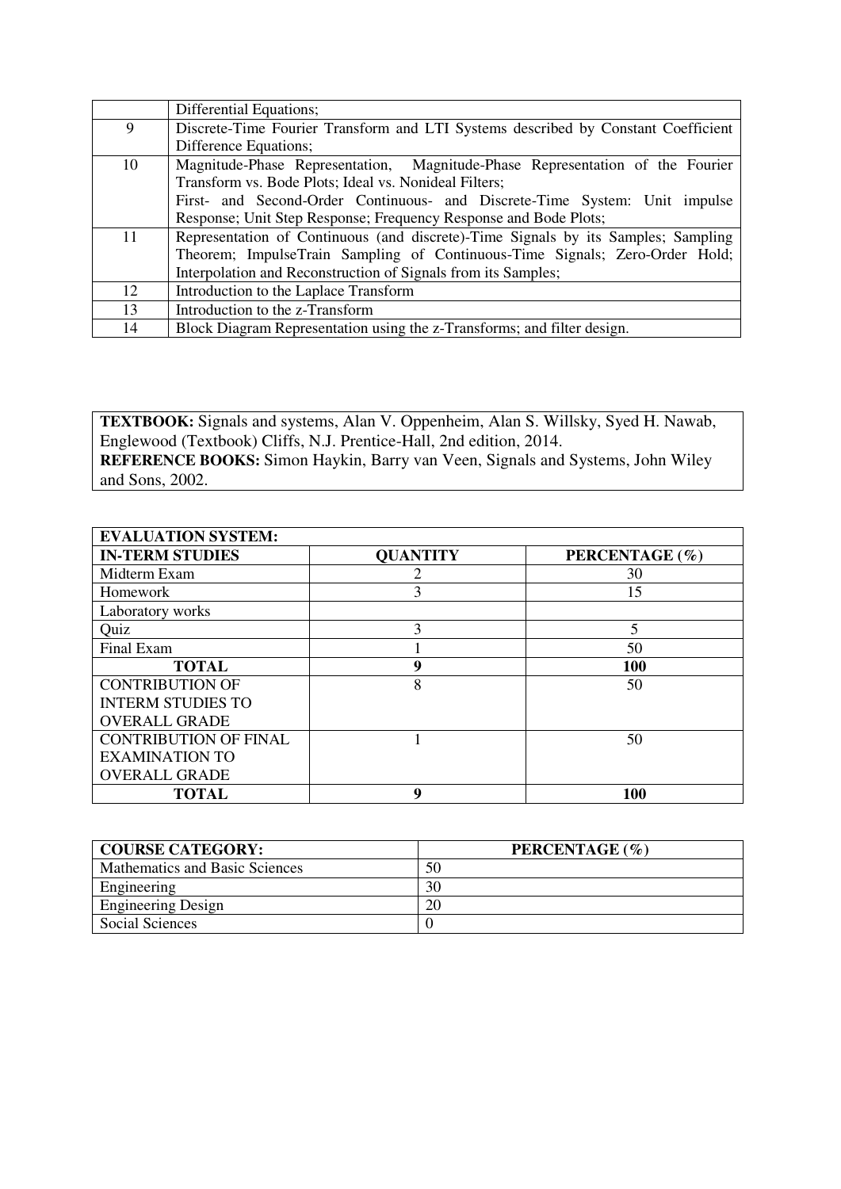|  |  |
| --- | --- |
|  | Differential Equations; |
| 9 | Discrete-Time Fourier Transform and LTI Systems described by Constant Coefficient Difference Equations; |
| 10 | Magnitude-Phase Representation, Magnitude-Phase Representation of the Fourier Transform vs. Bode Plots; Ideal vs. Nonideal Filters; First- and Second-Order Continuous- and Discrete-Time System: Unit impulse Response; Unit Step Response; Frequency Response and Bode Plots; |
| 11 | Representation of Continuous (and discrete)-Time Signals by its Samples; Sampling Theorem; ImpulseTrain Sampling of Continuous-Time Signals; Zero-Order Hold; Interpolation and Reconstruction of Signals from its Samples; |
| 12 | Introduction to the Laplace Transform |
| 13 | Introduction to the z-Transform |
| 14 | Block Diagram Representation using the z-Transforms; and filter design. |

**TEXTBOOK:** Signals and systems, Alan V. Oppenheim, Alan S. Willsky, Syed H. Nawab, Englewood (Textbook) Cliffs, N.J. Prentice-Hall, 2nd edition, 2014.
**REFERENCE BOOKS:** Simon Haykin, Barry van Veen, Signals and Systems, John Wiley and Sons, 2002.

| **EVALUATION SYSTEM:** | | |
| --- | --- | --- |
| **IN-TERM STUDIES** | **QUANTITY** | **PERCENTAGE (%)** |
| Midterm Exam | 2 | 30 |
| Homework | 3 | 15 |
| Laboratory works | | |
| Quiz | 3 | 5 |
| Final Exam | 1 | 50 |
| **TOTAL** | **9** | **100** |
| CONTRIBUTION OF INTERM STUDIES TO OVERALL GRADE | 8 | 50 |
| CONTRIBUTION OF FINAL EXAMINATION TO OVERALL GRADE | 1 | 50 |
| **TOTAL** | **9** | **100** |

| **COURSE CATEGORY:** | **PERCENTAGE (%)** |
| --- | --- |
| Mathematics and Basic Sciences | 50 |
| Engineering | 30 |
| Engineering Design | 20 |
| Social Sciences | 0 |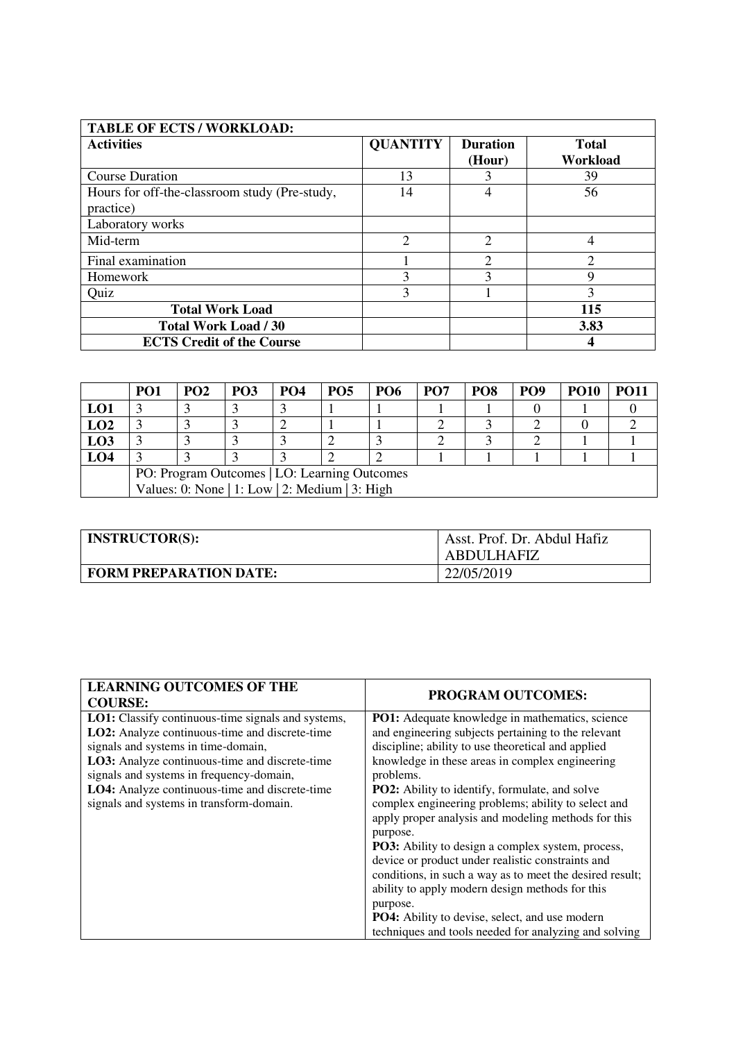| TABLE OF ECTS / WORKLOAD: | | | |
|---|---|---|---|
| **Activities** | **QUANTITY** | **Duration (Hour)** | **Total Workload** |
| Course Duration | 13 | 3 | 39 |
| Hours for off-the-classroom study (Pre-study, practice) | 14 | 4 | 56 |
| Laboratory works | | | |
| Mid-term | 2 | 2 | 4 |
| Final examination | 1 | 2 | 2 |
| Homework | 3 | 3 | 9 |
| Quiz | 3 | 1 | 3 |
| **Total Work Load** | | | **115** |
| **Total Work Load / 30** | | | **3.83** |
| **ECTS Credit of the Course** | | | **4** |

| | PO1 | PO2 | PO3 | PO4 | PO5 | PO6 | PO7 | PO8 | PO9 | PO10 | PO11 |
|---|---|---|---|---|---|---|---|---|---|---|---|
| **LO1** | 3 | 3 | 3 | 3 | 1 | 1 | 1 | 1 | 0 | 1 | 0 |
| **LO2** | 3 | 3 | 3 | 2 | 1 | 1 | 2 | 3 | 2 | 0 | 2 |
| **LO3** | 3 | 3 | 3 | 3 | 2 | 3 | 2 | 3 | 2 | 1 | 1 |
| **LO4** | 3 | 3 | 3 | 3 | 2 | 2 | 1 | 1 | 1 | 1 | 1 |
| | PO: Program Outcomes \| LO: Learning Outcomes<br>Values: 0: None \| 1: Low \| 2: Medium \| 3: High | | | | | | | | | | |

| **INSTRUCTOR(S):** | Asst. Prof. Dr. Abdul Hafiz ABDULHAFIZ |
|---|---|
| **FORM PREPARATION DATE:** | 22/05/2019 |

| **LEARNING OUTCOMES OF THE COURSE:** | **PROGRAM OUTCOMES:** |
|---|---|
| **LO1:** Classify continuous-time signals and systems,<br>**LO2:** Analyze continuous-time and discrete-time signals and systems in time-domain,<br>**LO3:** Analyze continuous-time and discrete-time signals and systems in frequency-domain,<br>**LO4:** Analyze continuous-time and discrete-time signals and systems in transform-domain. | **PO1:** Adequate knowledge in mathematics, science and engineering subjects pertaining to the relevant discipline; ability to use theoretical and applied knowledge in these areas in complex engineering problems.<br>**PO2:** Ability to identify, formulate, and solve complex engineering problems; ability to select and apply proper analysis and modeling methods for this purpose.<br>**PO3:** Ability to design a complex system, process, device or product under realistic constraints and conditions, in such a way as to meet the desired result; ability to apply modern design methods for this purpose.<br>**PO4:** Ability to devise, select, and use modern techniques and tools needed for analyzing and solving |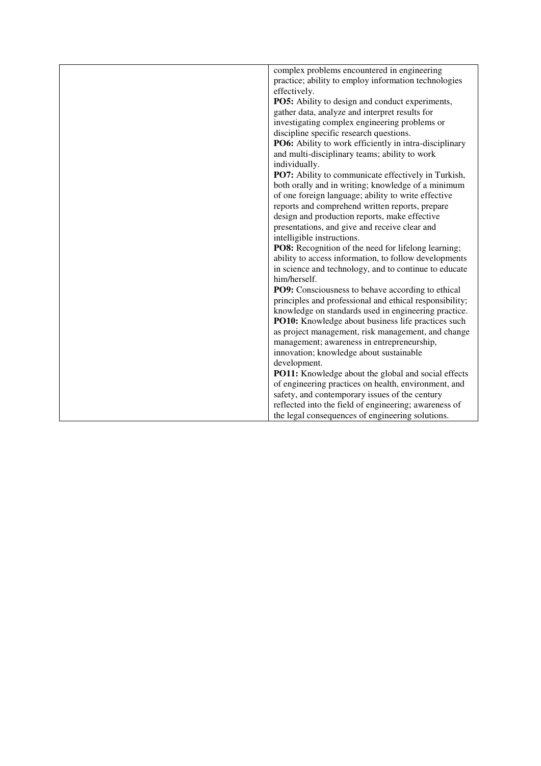| | |
|---|---|
| | complex problems encountered in engineering practice; ability to employ information technologies effectively.<br>**PO5:** Ability to design and conduct experiments, gather data, analyze and interpret results for investigating complex engineering problems or discipline specific research questions.<br>**PO6:** Ability to work efficiently in intra-disciplinary and multi-disciplinary teams; ability to work individually.<br>**PO7:** Ability to communicate effectively in Turkish, both orally and in writing; knowledge of a minimum of one foreign language; ability to write effective reports and comprehend written reports, prepare design and production reports, make effective presentations, and give and receive clear and intelligible instructions.<br>**PO8:** Recognition of the need for lifelong learning; ability to access information, to follow developments in science and technology, and to continue to educate him/herself.<br>**PO9:** Consciousness to behave according to ethical principles and professional and ethical responsibility; knowledge on standards used in engineering practice.<br>**PO10:** Knowledge about business life practices such as project management, risk management, and change management; awareness in entrepreneurship, innovation; knowledge about sustainable development.<br>**PO11:** Knowledge about the global and social effects of engineering practices on health, environment, and safety, and contemporary issues of the century reflected into the field of engineering; awareness of the legal consequences of engineering solutions. |